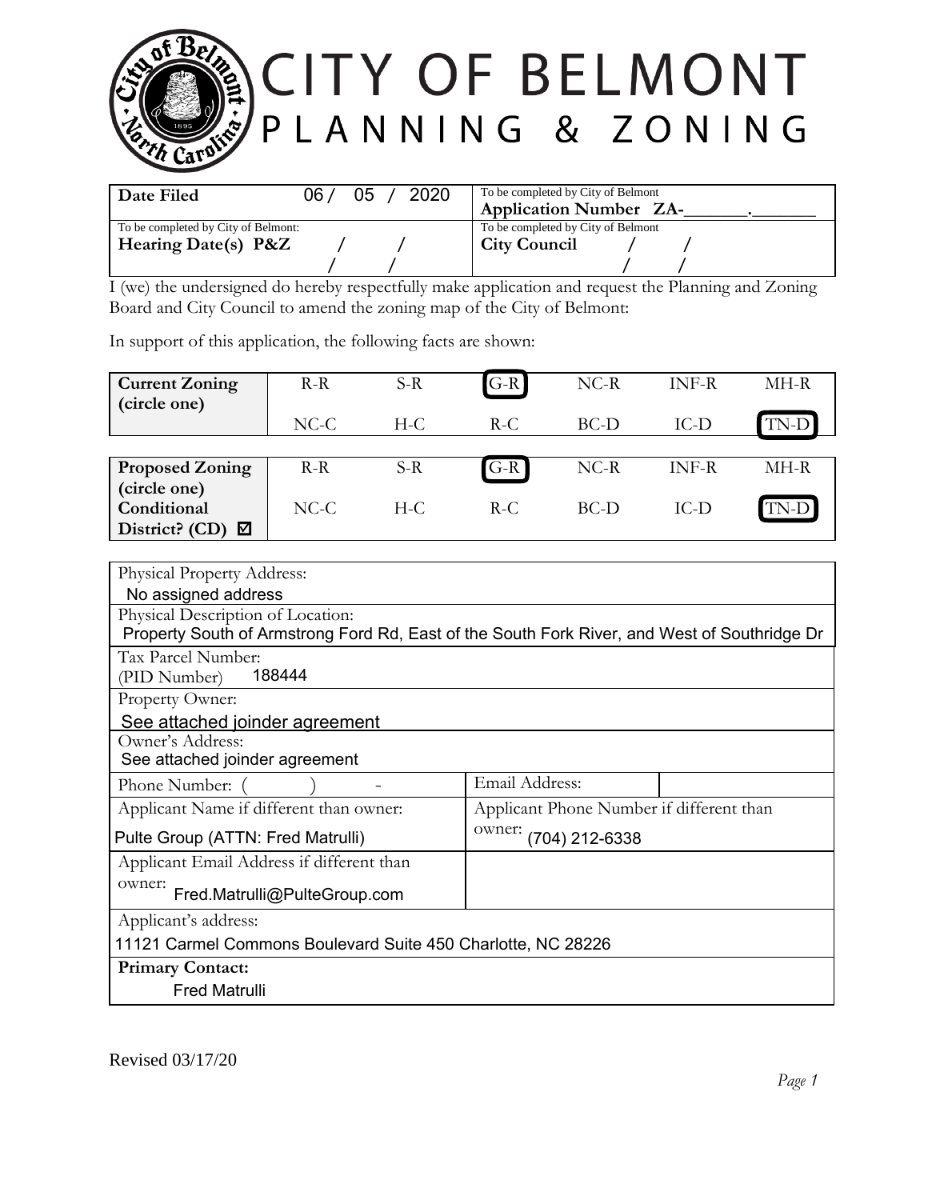# CITY OF BELMONT
## PLANNING & ZONING

| Date Filed 06 / 05 / 2020 | To be completed by City of Belmont **Application Number ZA-_______._______** |
|---|---|
| To be completed by City of Belmont: **Hearing Date(s) P&Z** / / <br> / / | To be completed by City of Belmont **City Council** / / <br> / / |

I (we) the undersigned do hereby respectfully make application and request the Planning and Zoning Board and City Council to amend the zoning map of the City of Belmont:

In support of this application, the following facts are shown:

| **Current Zoning (circle one)** | R-R | S-R | **[G-R]** (circled) | NC-R | INF-R | MH-R |
|---|---|---|---|---|---|---|
| | NC-C | H-C | R-C | BC-D | IC-D | **[TN-D]** (circled) |

| **Proposed Zoning (circle one)** | R-R | S-R | **[G-R]** (circled) | NC-R | INF-R | MH-R |
|---|---|---|---|---|---|---|
| **Conditional District? (CD)** ☑ | NC-C | H-C | R-C | BC-D | IC-D | **[TN-D]** (circled) |

| | |
|---|---|
| Physical Property Address: No assigned address | |
| Physical Description of Location: Property South of Armstrong Ford Rd, East of the South Fork River, and West of Southridge Dr | |
| Tax Parcel Number: (PID Number) 188444 | |
| Property Owner: See attached joinder agreement | |
| Owner's Address: See attached joinder agreement | |
| Phone Number: ( ) - | Email Address: |
| Applicant Name if different than owner: Pulte Group (ATTN: Fred Matrulli) | Applicant Phone Number if different than owner: (704) 212-6338 |
| Applicant Email Address if different than owner: Fred.Matrulli@PulteGroup.com | |
| Applicant's address: 11121 Carmel Commons Boulevard Suite 450 Charlotte, NC 28226 | |
| **Primary Contact:** Fred Matrulli | |

Revised 03/17/20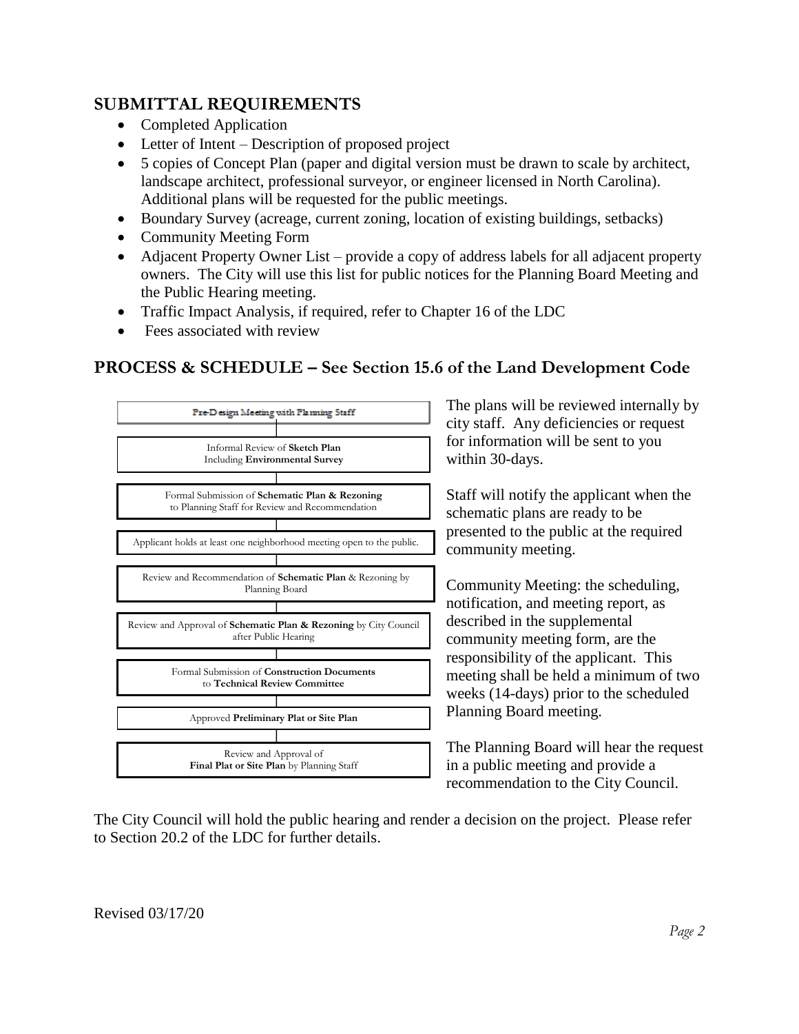## SUBMITTAL REQUIREMENTS

- Completed Application
- Letter of Intent – Description of proposed project
- 5 copies of Concept Plan (paper and digital version must be drawn to scale by architect, landscape architect, professional surveyor, or engineer licensed in North Carolina). Additional plans will be requested for the public meetings.
- Boundary Survey (acreage, current zoning, location of existing buildings, setbacks)
- Community Meeting Form
- Adjacent Property Owner List – provide a copy of address labels for all adjacent property owners. The City will use this list for public notices for the Planning Board Meeting and the Public Hearing meeting.
- Traffic Impact Analysis, if required, refer to Chapter 16 of the LDC
- Fees associated with review

## PROCESS & SCHEDULE – See Section 15.6 of the Land Development Code

1. Pre-Design Meeting with Planning Staff
2. Informal Review of **Sketch Plan** Including **Environmental Survey**
3. Formal Submission of **Schematic Plan & Rezoning** to Planning Staff for Review and Recommendation
4. Applicant holds at least one neighborhood meeting open to the public.
5. Review and Recommendation of **Schematic Plan** & Rezoning by Planning Board
6. Review and Approval of **Schematic Plan & Rezoning** by City Council after Public Hearing
7. Formal Submission of **Construction Documents** to **Technical Review Committee**
8. Approved **Preliminary Plat or Site Plan**
9. Review and Approval of **Final Plat or Site Plan** by Planning Staff

The plans will be reviewed internally by city staff. Any deficiencies or request for information will be sent to you within 30-days.

Staff will notify the applicant when the schematic plans are ready to be presented to the public at the required community meeting.

Community Meeting: the scheduling, notification, and meeting report, as described in the supplemental community meeting form, are the responsibility of the applicant. This meeting shall be held a minimum of two weeks (14-days) prior to the scheduled Planning Board meeting.

The Planning Board will hear the request in a public meeting and provide a recommendation to the City Council.

The City Council will hold the public hearing and render a decision on the project. Please refer to Section 20.2 of the LDC for further details.

Revised 03/17/20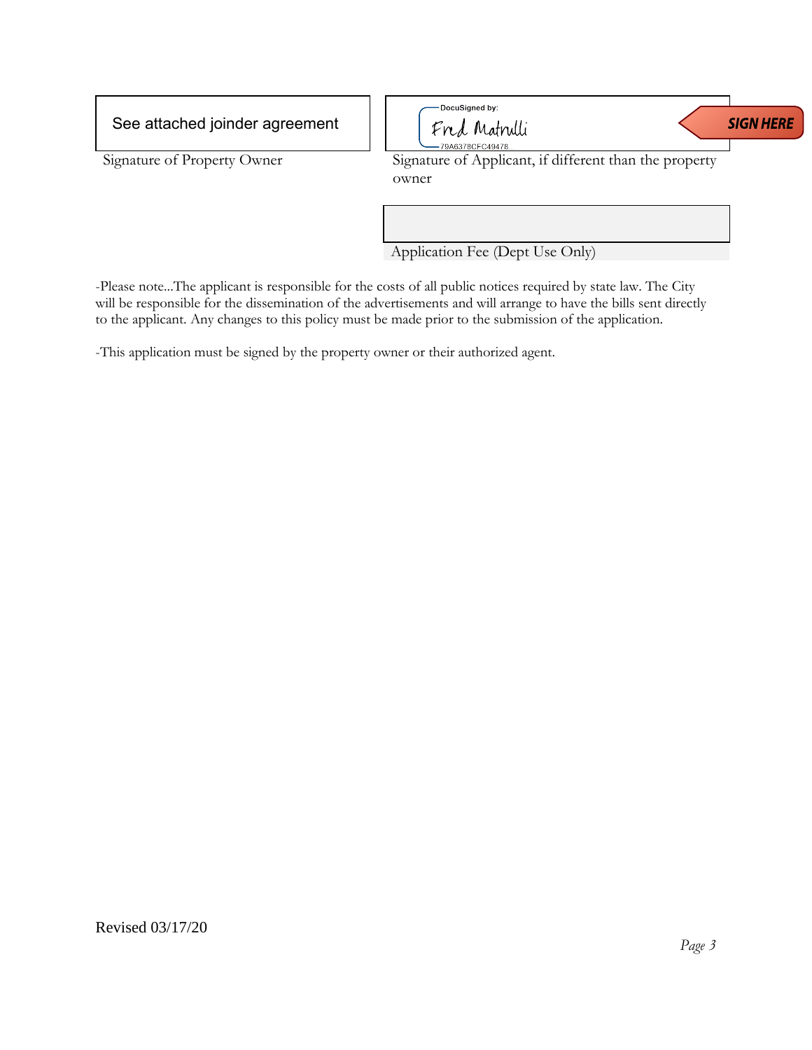| | |
|---|---|
| See attached joinder agreement | DocuSigned by: Fred Matrulli 79A6378CFC49478... |
| Signature of Property Owner | Signature of Applicant, if different than the property owner |

| |
|---|
| |
| Application Fee (Dept Use Only) |

-Please note...The applicant is responsible for the costs of all public notices required by state law. The City will be responsible for the dissemination of the advertisements and will arrange to have the bills sent directly to the applicant. Any changes to this policy must be made prior to the submission of the application.

-This application must be signed by the property owner or their authorized agent.

Revised 03/17/20